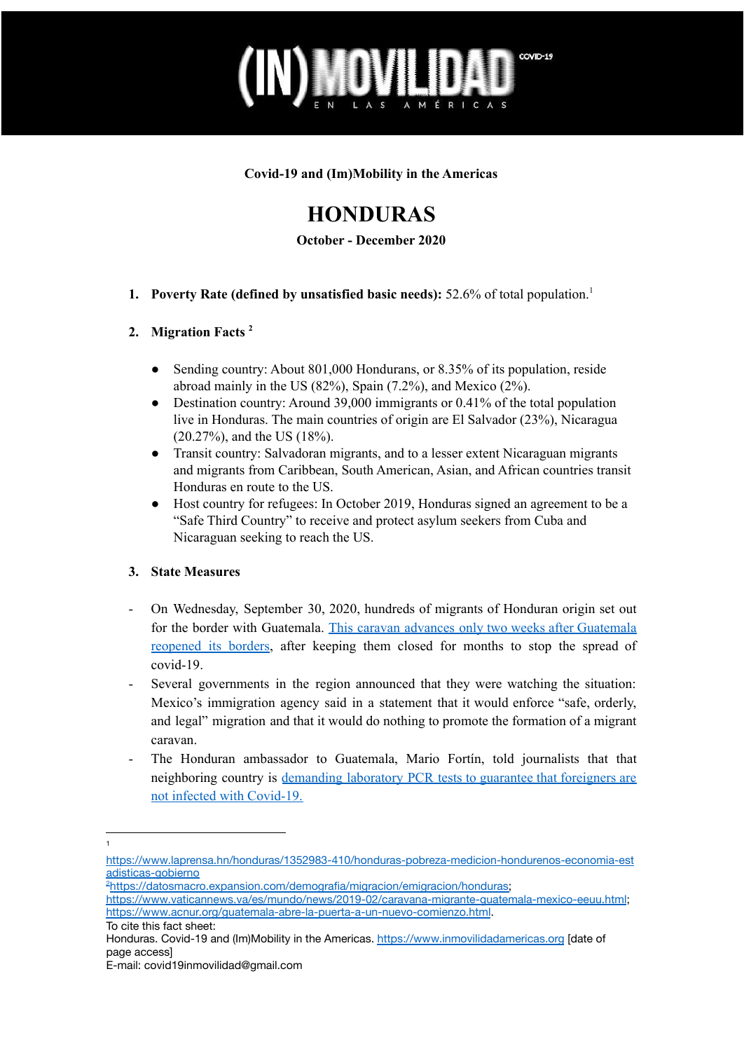**(IN)MOVILIDAD** COVID-19
EN LAS AMÉRICAS

**Covid-19 and (Im)Mobility in the Americas**

# HONDURAS

**October - December 2020**

1. **Poverty Rate (defined by unsatisfied basic needs):** 52.6% of total population.[1]

2. **Migration Facts** [2]

    - Sending country: About 801,000 Hondurans, or 8.35% of its population, reside abroad mainly in the US (82%), Spain (7.2%), and Mexico (2%).
    - Destination country: Around 39,000 immigrants or 0.41% of the total population live in Honduras. The main countries of origin are El Salvador (23%), Nicaragua (20.27%), and the US (18%).
    - Transit country: Salvadoran migrants, and to a lesser extent Nicaraguan migrants and migrants from Caribbean, South American, Asian, and African countries transit Honduras en route to the US.
    - Host country for refugees: In October 2019, Honduras signed an agreement to be a "Safe Third Country" to receive and protect asylum seekers from Cuba and Nicaraguan seeking to reach the US.

3. **State Measures**

- On Wednesday, September 30, 2020, hundreds of migrants of Honduran origin set out for the border with Guatemala. [This caravan advances only two weeks after Guatemala reopened its borders](), after keeping them closed for months to stop the spread of covid-19.
- Several governments in the region announced that they were watching the situation: Mexico's immigration agency said in a statement that it would enforce "safe, orderly, and legal" migration and that it would do nothing to promote the formation of a migrant caravan.
- The Honduran ambassador to Guatemala, Mario Fortín, told journalists that that neighboring country is [demanding laboratory PCR tests to guarantee that foreigners are not infected with Covid-19.]()

---

[1] https://www.laprensa.hn/honduras/1352983-410/honduras-pobreza-medicion-hondurenos-economia-estadisticas-gobierno

[2] https://datosmacro.expansion.com/demografia/migracion/emigracion/honduras; https://www.vaticannews.va/es/mundo/news/2019-02/caravana-migrante-guatemala-mexico-eeuu.html; https://www.acnur.org/guatemala-abre-la-puerta-a-un-nuevo-comienzo.html.

To cite this fact sheet:
Honduras. Covid-19 and (Im)Mobility in the Americas. https://www.inmovilidadamericas.org [date of page access]
E-mail: covid19inmovilidad@gmail.com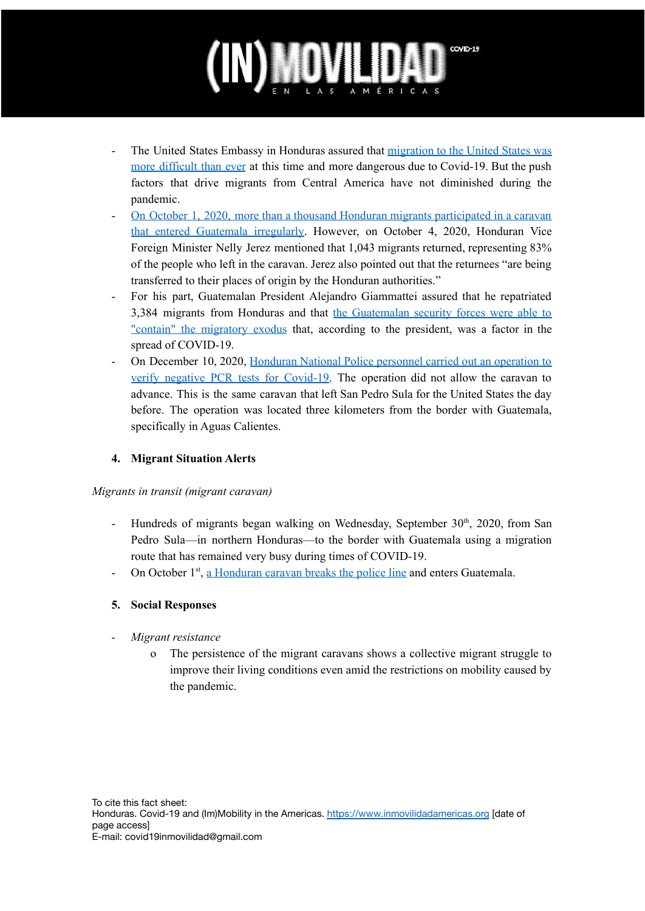- The United States Embassy in Honduras assured that migration to the United States was more difficult than ever at this time and more dangerous due to Covid-19. But the push factors that drive migrants from Central America have not diminished during the pandemic.
- On October 1, 2020, more than a thousand Honduran migrants participated in a caravan that entered Guatemala irregularly. However, on October 4, 2020, Honduran Vice Foreign Minister Nelly Jerez mentioned that 1,043 migrants returned, representing 83% of the people who left in the caravan. Jerez also pointed out that the returnees "are being transferred to their places of origin by the Honduran authorities."
- For his part, Guatemalan President Alejandro Giammattei assured that he repatriated 3,384 migrants from Honduras and that the Guatemalan security forces were able to "contain" the migratory exodus that, according to the president, was a factor in the spread of COVID-19.
- On December 10, 2020, Honduran National Police personnel carried out an operation to verify negative PCR tests for Covid-19. The operation did not allow the caravan to advance. This is the same caravan that left San Pedro Sula for the United States the day before. The operation was located three kilometers from the border with Guatemala, specifically in Aguas Calientes.

## 4. Migrant Situation Alerts

*Migrants in transit (migrant caravan)*

- Hundreds of migrants began walking on Wednesday, September 30th, 2020, from San Pedro Sula—in northern Honduras—to the border with Guatemala using a migration route that has remained very busy during times of COVID-19.
- On October 1st, a Honduran caravan breaks the police line and enters Guatemala.

## 5. Social Responses

- *Migrant resistance*
    - The persistence of the migrant caravans shows a collective migrant struggle to improve their living conditions even amid the restrictions on mobility caused by the pandemic.

To cite this fact sheet:
Honduras. Covid-19 and (Im)Mobility in the Americas. https://www.inmovilidadamericas.org [date of page access]
E-mail: covid19inmovilidad@gmail.com